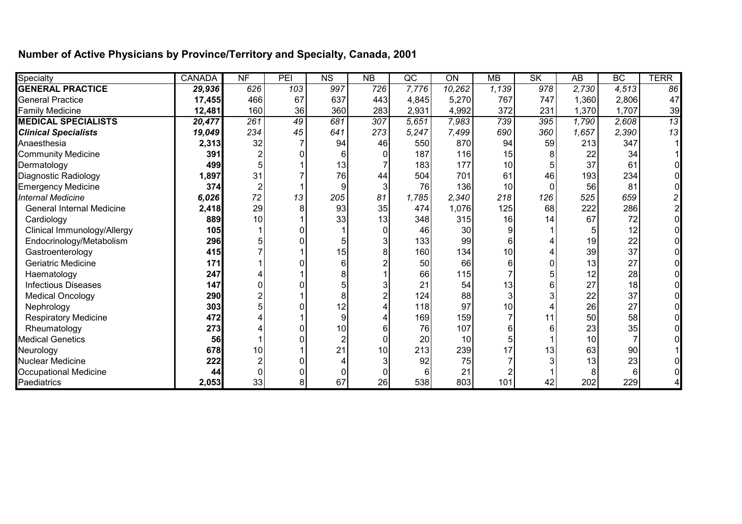# Number of Active Physicians by Province/Territory and Specialty, Canada, 2001

| Specialty | CANADA | NF | PEI | NS | NB | QC | ON | MB | SK | AB | BC | TERR |
|---|---|---|---|---|---|---|---|---|---|---|---|---|
| **GENERAL PRACTICE** | ***29,936*** | *626* | *103* | *997* | *726* | *7,776* | *10,262* | *1,139* | *978* | *2,730* | *4,513* | *86* |
| General Practice | **17,455** | 466 | 67 | 637 | 443 | 4,845 | 5,270 | 767 | 747 | 1,360 | 2,806 | 47 |
| Family Medicine | **12,481** | 160 | 36 | 360 | 283 | 2,931 | 4,992 | 372 | 231 | 1,370 | 1,707 | 39 |
| **MEDICAL SPECIALISTS** | ***20,477*** | *261* | *49* | *681* | *307* | *5,651* | *7,983* | *739* | *395* | *1,790* | *2,608* | *13* |
| ***Clinical Specialists*** | ***19,049*** | *234* | *45* | *641* | *273* | *5,247* | *7,499* | *690* | *360* | *1,657* | *2,390* | *13* |
| Anaesthesia | **2,313** | 32 | 7 | 94 | 46 | 550 | 870 | 94 | 59 | 213 | 347 | 1 |
| Community Medicine | **391** | 2 | 0 | 6 | 0 | 187 | 116 | 15 | 8 | 22 | 34 | 1 |
| Dermatology | **499** | 5 | 1 | 13 | 7 | 183 | 177 | 10 | 5 | 37 | 61 | 0 |
| Diagnostic Radiology | **1,897** | 31 | 7 | 76 | 44 | 504 | 701 | 61 | 46 | 193 | 234 | 0 |
| Emergency Medicine | **374** | 2 | 1 | 9 | 3 | 76 | 136 | 10 | 0 | 56 | 81 | 0 |
| *Internal Medicine* | ***6,026*** | *72* | *13* | *205* | *81* | *1,785* | *2,340* | *218* | *126* | *525* | *659* | *2* |
| General Internal Medicine | **2,418** | 29 | 8 | 93 | 35 | 474 | 1,076 | 125 | 68 | 222 | 286 | 2 |
| Cardiology | **889** | 10 | 1 | 33 | 13 | 348 | 315 | 16 | 14 | 67 | 72 | 0 |
| Clinical Immunology/Allergy | **105** | 1 | 0 | 1 | 0 | 46 | 30 | 9 | 1 | 5 | 12 | 0 |
| Endocrinology/Metabolism | **296** | 5 | 0 | 5 | 3 | 133 | 99 | 6 | 4 | 19 | 22 | 0 |
| Gastroenterology | **415** | 7 | 1 | 15 | 8 | 160 | 134 | 10 | 4 | 39 | 37 | 0 |
| Geriatric Medicine | **171** | 1 | 0 | 6 | 2 | 50 | 66 | 6 | 0 | 13 | 27 | 0 |
| Haematology | **247** | 4 | 1 | 8 | 1 | 66 | 115 | 7 | 5 | 12 | 28 | 0 |
| Infectious Diseases | **147** | 0 | 0 | 5 | 3 | 21 | 54 | 13 | 6 | 27 | 18 | 0 |
| Medical Oncology | **290** | 2 | 1 | 8 | 2 | 124 | 88 | 3 | 3 | 22 | 37 | 0 |
| Nephrology | **303** | 5 | 0 | 12 | 4 | 118 | 97 | 10 | 4 | 26 | 27 | 0 |
| Respiratory Medicine | **472** | 4 | 1 | 9 | 4 | 169 | 159 | 7 | 11 | 50 | 58 | 0 |
| Rheumatology | **273** | 4 | 0 | 10 | 6 | 76 | 107 | 6 | 6 | 23 | 35 | 0 |
| Medical Genetics | **56** | 1 | 0 | 2 | 0 | 20 | 10 | 5 | 1 | 10 | 7 | 0 |
| Neurology | **678** | 10 | 1 | 21 | 10 | 213 | 239 | 17 | 13 | 63 | 90 | 1 |
| Nuclear Medicine | **222** | 2 | 0 | 4 | 3 | 92 | 75 | 7 | 3 | 13 | 23 | 0 |
| Occupational Medicine | **44** | 0 | 0 | 0 | 0 | 6 | 21 | 2 | 1 | 8 | 6 | 0 |
| Paediatrics | **2,053** | 33 | 8 | 67 | 26 | 538 | 803 | 101 | 42 | 202 | 229 | 4 |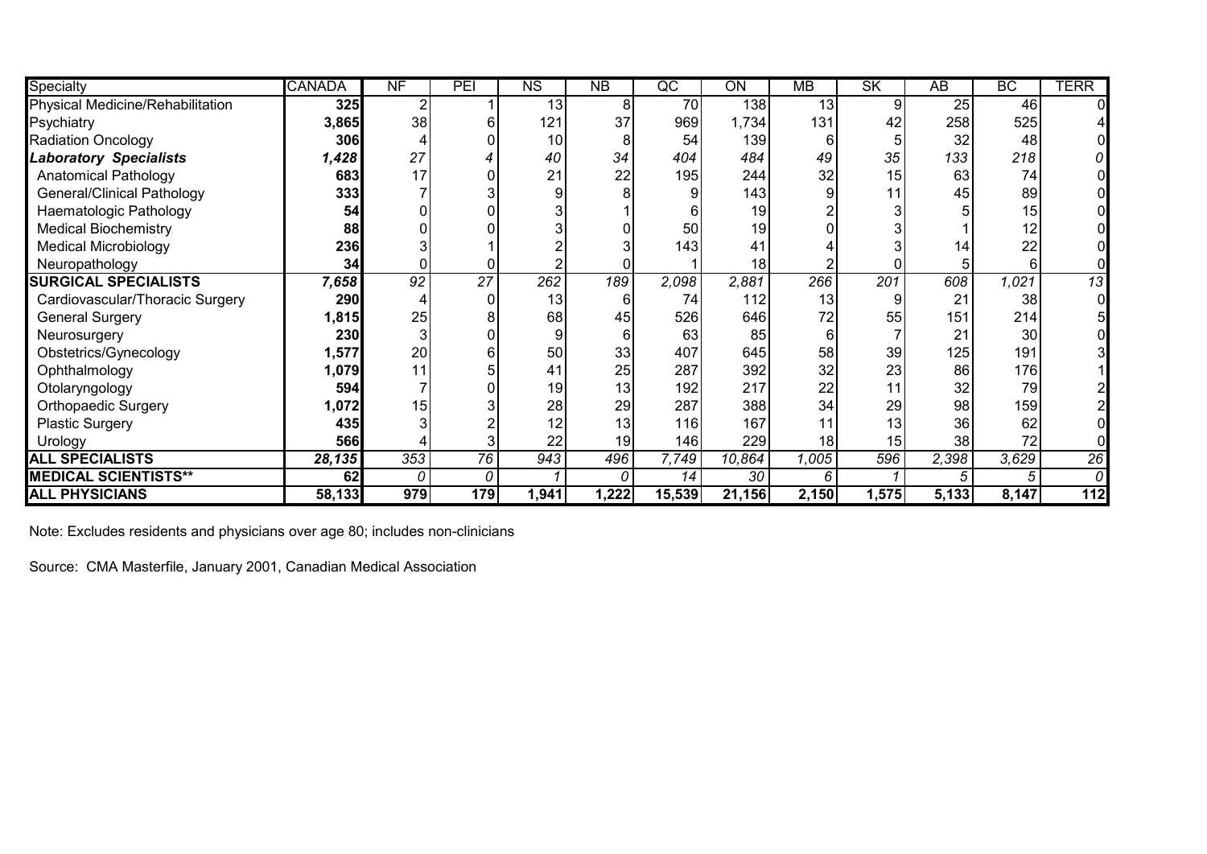| Specialty | CANADA | NF | PEI | NS | NB | QC | ON | MB | SK | AB | BC | TERR |
|---|---|---|---|---|---|---|---|---|---|---|---|---|
| Physical Medicine/Rehabilitation | **325** | 2 | 1 | 13 | 8 | 70 | 138 | 13 | 9 | 25 | 46 | 0 |
| Psychiatry | **3,865** | 38 | 6 | 121 | 37 | 969 | 1,734 | 131 | 42 | 258 | 525 | 4 |
| Radiation Oncology | **306** | 4 | 0 | 10 | 8 | 54 | 139 | 6 | 5 | 32 | 48 | 0 |
| ***Laboratory Specialists*** | ***1,428*** | *27* | *4* | *40* | *34* | *404* | *484* | *49* | *35* | *133* | *218* | *0* |
| Anatomical Pathology | **683** | 17 | 0 | 21 | 22 | 195 | 244 | 32 | 15 | 63 | 74 | 0 |
| General/Clinical Pathology | **333** | 7 | 3 | 9 | 8 | 9 | 143 | 9 | 11 | 45 | 89 | 0 |
| Haematologic Pathology | **54** | 0 | 0 | 3 | 1 | 6 | 19 | 2 | 3 | 5 | 15 | 0 |
| Medical Biochemistry | **88** | 0 | 0 | 3 | 0 | 50 | 19 | 0 | 3 | 1 | 12 | 0 |
| Medical Microbiology | **236** | 3 | 1 | 2 | 3 | 143 | 41 | 4 | 3 | 14 | 22 | 0 |
| Neuropathology | **34** | 0 | 0 | 2 | 0 | 1 | 18 | 2 | 0 | 5 | 6 | 0 |
| **SURGICAL SPECIALISTS** | ***7,658*** | *92* | *27* | *262* | *189* | *2,098* | *2,881* | *266* | *201* | *608* | *1,021* | *13* |
| Cardiovascular/Thoracic Surgery | **290** | 4 | 0 | 13 | 6 | 74 | 112 | 13 | 9 | 21 | 38 | 0 |
| General Surgery | **1,815** | 25 | 8 | 68 | 45 | 526 | 646 | 72 | 55 | 151 | 214 | 5 |
| Neurosurgery | **230** | 3 | 0 | 9 | 6 | 63 | 85 | 6 | 7 | 21 | 30 | 0 |
| Obstetrics/Gynecology | **1,577** | 20 | 6 | 50 | 33 | 407 | 645 | 58 | 39 | 125 | 191 | 3 |
| Ophthalmology | **1,079** | 11 | 5 | 41 | 25 | 287 | 392 | 32 | 23 | 86 | 176 | 1 |
| Otolaryngology | **594** | 7 | 0 | 19 | 13 | 192 | 217 | 22 | 11 | 32 | 79 | 2 |
| Orthopaedic Surgery | **1,072** | 15 | 3 | 28 | 29 | 287 | 388 | 34 | 29 | 98 | 159 | 2 |
| Plastic Surgery | **435** | 3 | 2 | 12 | 13 | 116 | 167 | 11 | 13 | 36 | 62 | 0 |
| Urology | **566** | 4 | 3 | 22 | 19 | 146 | 229 | 18 | 15 | 38 | 72 | 0 |
| **ALL SPECIALISTS** | ***28,135*** | *353* | *76* | *943* | *496* | *7,749* | *10,864* | *1,005* | *596* | *2,398* | *3,629* | *26* |
| **MEDICAL SCIENTISTS**** | **62** | *0* | *0* | *1* | *0* | *14* | *30* | *6* | *1* | *5* | *5* | *0* |
| **ALL PHYSICIANS** | **58,133** | **979** | **179** | **1,941** | **1,222** | **15,539** | **21,156** | **2,150** | **1,575** | **5,133** | **8,147** | **112** |

Note: Excludes residents and physicians over age 80; includes non-clinicians

Source: CMA Masterfile, January 2001, Canadian Medical Association